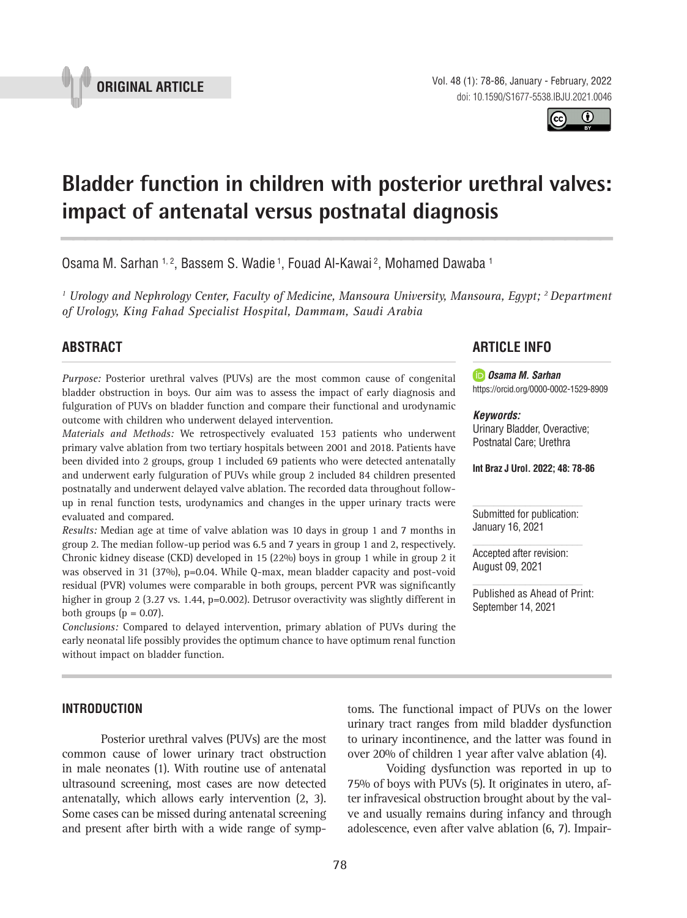ORIGINAL ARTICLE

# Bladder function in children with posterior urethral valves: impact of antenatal versus postnatal diagnosis

Osama M. Sarhan [1, 2], Bassem S. Wadie [1], Fouad Al-Kawai [2], Mohamed Dawaba [1]

*[1] Urology and Nephrology Center, Faculty of Medicine, Mansoura University, Mansoura, Egypt; [2] Department of Urology, King Fahad Specialist Hospital, Dammam, Saudi Arabia*

## ABSTRACT

*Purpose:* Posterior urethral valves (PUVs) are the most common cause of congenital bladder obstruction in boys. Our aim was to assess the impact of early diagnosis and fulguration of PUVs on bladder function and compare their functional and urodynamic outcome with children who underwent delayed intervention.

*Materials and Methods:* We retrospectively evaluated 153 patients who underwent primary valve ablation from two tertiary hospitals between 2001 and 2018. Patients have been divided into 2 groups, group 1 included 69 patients who were detected antenatally and underwent early fulguration of PUVs while group 2 included 84 children presented postnatally and underwent delayed valve ablation. The recorded data throughout follow-up in renal function tests, urodynamics and changes in the upper urinary tracts were evaluated and compared.

*Results:* Median age at time of valve ablation was 10 days in group 1 and 7 months in group 2. The median follow-up period was 6.5 and 7 years in group 1 and 2, respectively. Chronic kidney disease (CKD) developed in 15 (22%) boys in group 1 while in group 2 it was observed in 31 (37%), p=0.04. While Q-max, mean bladder capacity and post-void residual (PVR) volumes were comparable in both groups, percent PVR was significantly higher in group 2 (3.27 vs. 1.44, p=0.002). Detrusor overactivity was slightly different in both groups (p = 0.07).

*Conclusions:* Compared to delayed intervention, primary ablation of PUVs during the early neonatal life possibly provides the optimum chance to have optimum renal function without impact on bladder function.

## ARTICLE INFO

**Osama M. Sarhan**
https://orcid.org/0000-0002-1529-8909

***Keywords:***
Urinary Bladder, Overactive; Postnatal Care; Urethra

**Int Braz J Urol. 2022; 48: 78-86**

Submitted for publication:
January 16, 2021

Accepted after revision:
August 09, 2021

Published as Ahead of Print:
September 14, 2021

## INTRODUCTION

Posterior urethral valves (PUVs) are the most common cause of lower urinary tract obstruction in male neonates (1). With routine use of antenatal ultrasound screening, most cases are now detected antenatally, which allows early intervention (2, 3). Some cases can be missed during antenatal screening and present after birth with a wide range of symptoms. The functional impact of PUVs on the lower urinary tract ranges from mild bladder dysfunction to urinary incontinence, and the latter was found in over 20% of children 1 year after valve ablation (4).

Voiding dysfunction was reported in up to 75% of boys with PUVs (5). It originates in utero, after infravesical obstruction brought about by the valve and usually remains during infancy and through adolescence, even after valve ablation (6, 7). Impair-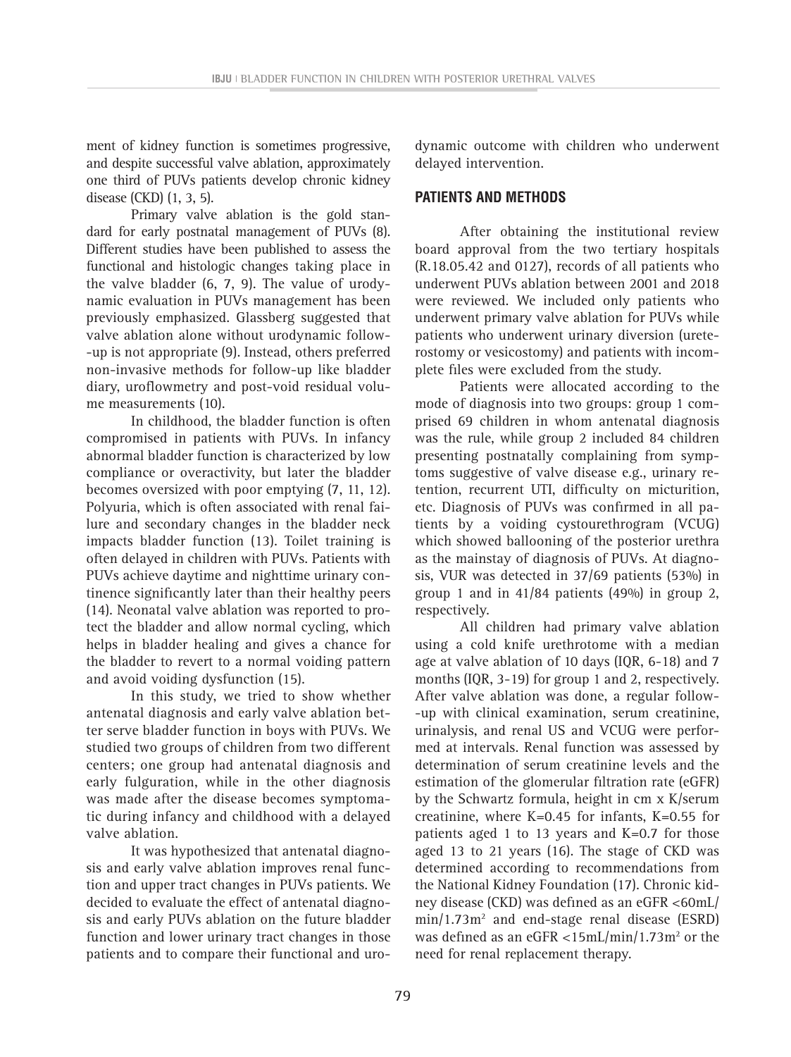ment of kidney function is sometimes progressive, and despite successful valve ablation, approximately one third of PUVs patients develop chronic kidney disease (CKD) (1, 3, 5).

Primary valve ablation is the gold standard for early postnatal management of PUVs (8). Different studies have been published to assess the functional and histologic changes taking place in the valve bladder (6, 7, 9). The value of urodynamic evaluation in PUVs management has been previously emphasized. Glassberg suggested that valve ablation alone without urodynamic follow-up is not appropriate (9). Instead, others preferred non-invasive methods for follow-up like bladder diary, uroflowmetry and post-void residual volume measurements (10).

In childhood, the bladder function is often compromised in patients with PUVs. In infancy abnormal bladder function is characterized by low compliance or overactivity, but later the bladder becomes oversized with poor emptying (7, 11, 12). Polyuria, which is often associated with renal failure and secondary changes in the bladder neck impacts bladder function (13). Toilet training is often delayed in children with PUVs. Patients with PUVs achieve daytime and nighttime urinary continence significantly later than their healthy peers (14). Neonatal valve ablation was reported to protect the bladder and allow normal cycling, which helps in bladder healing and gives a chance for the bladder to revert to a normal voiding pattern and avoid voiding dysfunction (15).

In this study, we tried to show whether antenatal diagnosis and early valve ablation better serve bladder function in boys with PUVs. We studied two groups of children from two different centers; one group had antenatal diagnosis and early fulguration, while in the other diagnosis was made after the disease becomes symptomatic during infancy and childhood with a delayed valve ablation.

It was hypothesized that antenatal diagnosis and early valve ablation improves renal function and upper tract changes in PUVs patients. We decided to evaluate the effect of antenatal diagnosis and early PUVs ablation on the future bladder function and lower urinary tract changes in those patients and to compare their functional and urodynamic outcome with children who underwent delayed intervention.

## PATIENTS AND METHODS

After obtaining the institutional review board approval from the two tertiary hospitals (R.18.05.42 and 0127), records of all patients who underwent PUVs ablation between 2001 and 2018 were reviewed. We included only patients who underwent primary valve ablation for PUVs while patients who underwent urinary diversion (ureterostomy or vesicostomy) and patients with incomplete files were excluded from the study.

Patients were allocated according to the mode of diagnosis into two groups: group 1 comprised 69 children in whom antenatal diagnosis was the rule, while group 2 included 84 children presenting postnatally complaining from symptoms suggestive of valve disease e.g., urinary retention, recurrent UTI, difficulty on micturition, etc. Diagnosis of PUVs was confirmed in all patients by a voiding cystourethrogram (VCUG) which showed ballooning of the posterior urethra as the mainstay of diagnosis of PUVs. At diagnosis, VUR was detected in 37/69 patients (53%) in group 1 and in 41/84 patients (49%) in group 2, respectively.

All children had primary valve ablation using a cold knife urethrotome with a median age at valve ablation of 10 days (IQR, 6-18) and 7 months (IQR, 3-19) for group 1 and 2, respectively. After valve ablation was done, a regular follow-up with clinical examination, serum creatinine, urinalysis, and renal US and VCUG were performed at intervals. Renal function was assessed by determination of serum creatinine levels and the estimation of the glomerular filtration rate (eGFR) by the Schwartz formula, height in cm x K/serum creatinine, where K=0.45 for infants, K=0.55 for patients aged 1 to 13 years and K=0.7 for those aged 13 to 21 years (16). The stage of CKD was determined according to recommendations from the National Kidney Foundation (17). Chronic kidney disease (CKD) was defined as an eGFR <60mL/min/1.73m$^2$ and end-stage renal disease (ESRD) was defined as an eGFR <15mL/min/1.73m$^2$ or the need for renal replacement therapy.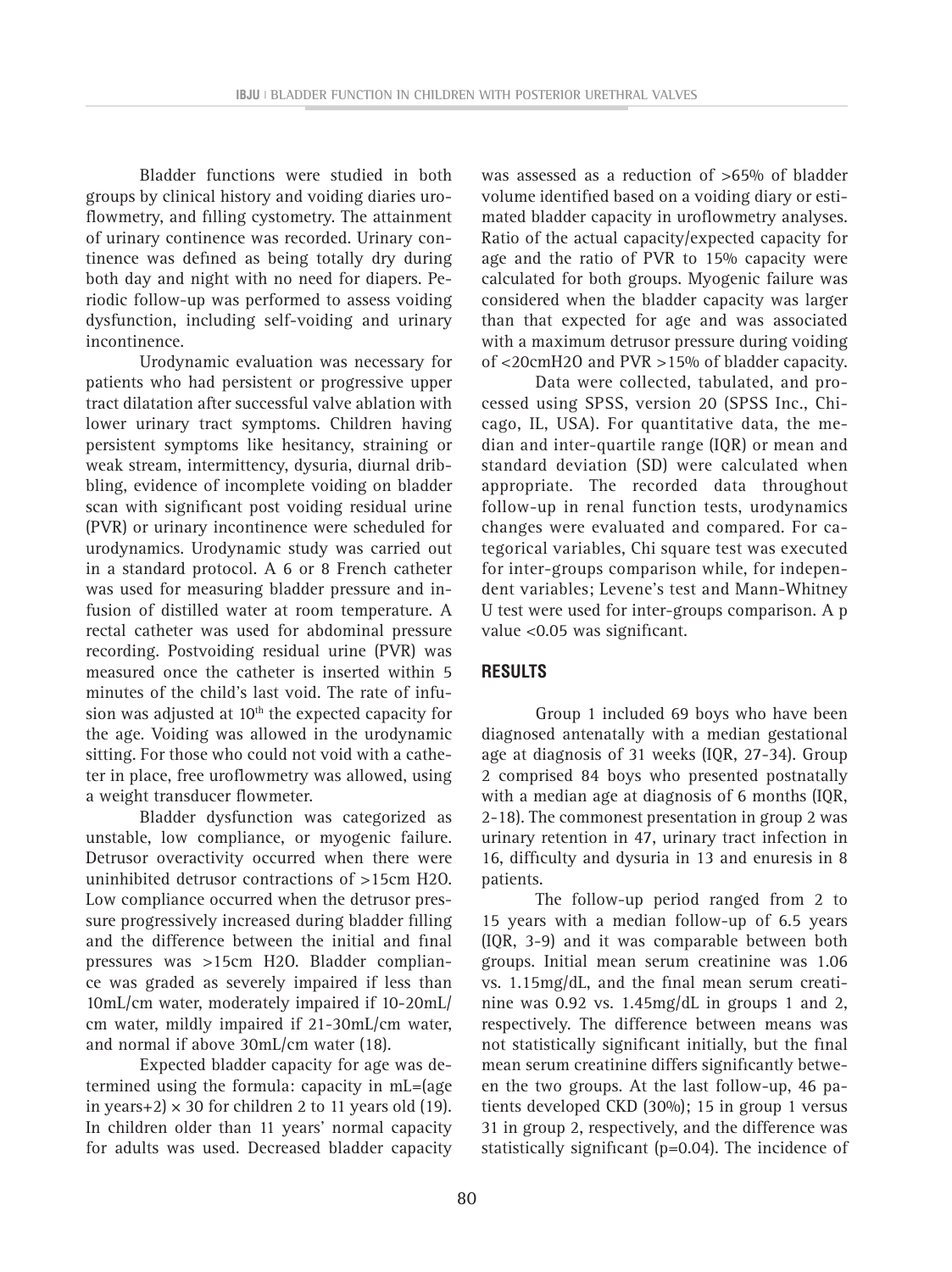Bladder functions were studied in both groups by clinical history and voiding diaries uroflowmetry, and filling cystometry. The attainment of urinary continence was recorded. Urinary continence was defined as being totally dry during both day and night with no need for diapers. Periodic follow-up was performed to assess voiding dysfunction, including self-voiding and urinary incontinence.

Urodynamic evaluation was necessary for patients who had persistent or progressive upper tract dilatation after successful valve ablation with lower urinary tract symptoms. Children having persistent symptoms like hesitancy, straining or weak stream, intermittency, dysuria, diurnal dribbling, evidence of incomplete voiding on bladder scan with significant post voiding residual urine (PVR) or urinary incontinence were scheduled for urodynamics. Urodynamic study was carried out in a standard protocol. A 6 or 8 French catheter was used for measuring bladder pressure and infusion of distilled water at room temperature. A rectal catheter was used for abdominal pressure recording. Postvoiding residual urine (PVR) was measured once the catheter is inserted within 5 minutes of the child's last void. The rate of infusion was adjusted at $10^{th}$ the expected capacity for the age. Voiding was allowed in the urodynamic sitting. For those who could not void with a catheter in place, free uroflowmetry was allowed, using a weight transducer flowmeter.

Bladder dysfunction was categorized as unstable, low compliance, or myogenic failure. Detrusor overactivity occurred when there were uninhibited detrusor contractions of >15cm H2O. Low compliance occurred when the detrusor pressure progressively increased during bladder filling and the difference between the initial and final pressures was >15cm H2O. Bladder compliance was graded as severely impaired if less than 10mL/cm water, moderately impaired if 10-20mL/cm water, mildly impaired if 21-30mL/cm water, and normal if above 30mL/cm water (18).

Expected bladder capacity for age was determined using the formula: capacity in mL=(age in years+2) × 30 for children 2 to 11 years old (19). In children older than 11 years' normal capacity for adults was used. Decreased bladder capacity was assessed as a reduction of >65% of bladder volume identified based on a voiding diary or estimated bladder capacity in uroflowmetry analyses. Ratio of the actual capacity/expected capacity for age and the ratio of PVR to 15% capacity were calculated for both groups. Myogenic failure was considered when the bladder capacity was larger than that expected for age and was associated with a maximum detrusor pressure during voiding of <20cmH2O and PVR >15% of bladder capacity.

Data were collected, tabulated, and processed using SPSS, version 20 (SPSS Inc., Chicago, IL, USA). For quantitative data, the median and inter-quartile range (IQR) or mean and standard deviation (SD) were calculated when appropriate. The recorded data throughout follow-up in renal function tests, urodynamics changes were evaluated and compared. For categorical variables, Chi square test was executed for inter-groups comparison while, for independent variables; Levene's test and Mann-Whitney U test were used for inter-groups comparison. A p value <0.05 was significant.

## RESULTS

Group 1 included 69 boys who have been diagnosed antenatally with a median gestational age at diagnosis of 31 weeks (IQR, 27-34). Group 2 comprised 84 boys who presented postnatally with a median age at diagnosis of 6 months (IQR, 2-18). The commonest presentation in group 2 was urinary retention in 47, urinary tract infection in 16, difficulty and dysuria in 13 and enuresis in 8 patients.

The follow-up period ranged from 2 to 15 years with a median follow-up of 6.5 years (IQR, 3-9) and it was comparable between both groups. Initial mean serum creatinine was 1.06 vs. 1.15mg/dL, and the final mean serum creatinine was 0.92 vs. 1.45mg/dL in groups 1 and 2, respectively. The difference between means was not statistically significant initially, but the final mean serum creatinine differs significantly between the two groups. At the last follow-up, 46 patients developed CKD (30%); 15 in group 1 versus 31 in group 2, respectively, and the difference was statistically significant (p=0.04). The incidence of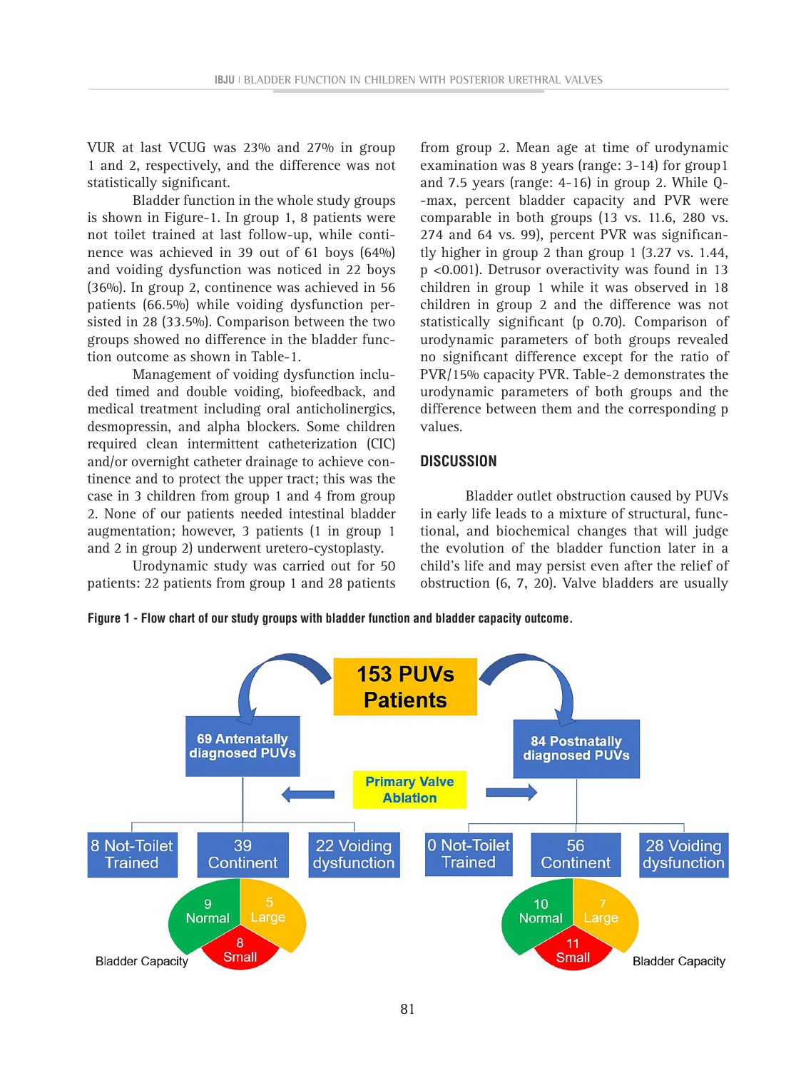VUR at last VCUG was 23% and 27% in group 1 and 2, respectively, and the difference was not statistically significant.

Bladder function in the whole study groups is shown in Figure-1. In group 1, 8 patients were not toilet trained at last follow-up, while continence was achieved in 39 out of 61 boys (64%) and voiding dysfunction was noticed in 22 boys (36%). In group 2, continence was achieved in 56 patients (66.5%) while voiding dysfunction persisted in 28 (33.5%). Comparison between the two groups showed no difference in the bladder function outcome as shown in Table-1.

Management of voiding dysfunction included timed and double voiding, biofeedback, and medical treatment including oral anticholinergics, desmopressin, and alpha blockers. Some children required clean intermittent catheterization (CIC) and/or overnight catheter drainage to achieve continence and to protect the upper tract; this was the case in 3 children from group 1 and 4 from group 2. None of our patients needed intestinal bladder augmentation; however, 3 patients (1 in group 1 and 2 in group 2) underwent uretero-cystoplasty.

Urodynamic study was carried out for 50 patients: 22 patients from group 1 and 28 patients from group 2. Mean age at time of urodynamic examination was 8 years (range: 3-14) for group1 and 7.5 years (range: 4-16) in group 2. While Q-max, percent bladder capacity and PVR were comparable in both groups (13 vs. 11.6, 280 vs. 274 and 64 vs. 99), percent PVR was significantly higher in group 2 than group 1 (3.27 vs. 1.44, $p < 0.001$). Detrusor overactivity was found in 13 children in group 1 while it was observed in 18 children in group 2 and the difference was not statistically significant (p 0.70). Comparison of urodynamic parameters of both groups revealed no significant difference except for the ratio of PVR/15% capacity PVR. Table-2 demonstrates the urodynamic parameters of both groups and the difference between them and the corresponding p values.

## DISCUSSION

Bladder outlet obstruction caused by PUVs in early life leads to a mixture of structural, functional, and biochemical changes that will judge the evolution of the bladder function later in a child's life and may persist even after the relief of obstruction (6, 7, 20). Valve bladders are usually

**Figure 1 - Flow chart of our study groups with bladder function and bladder capacity outcome.**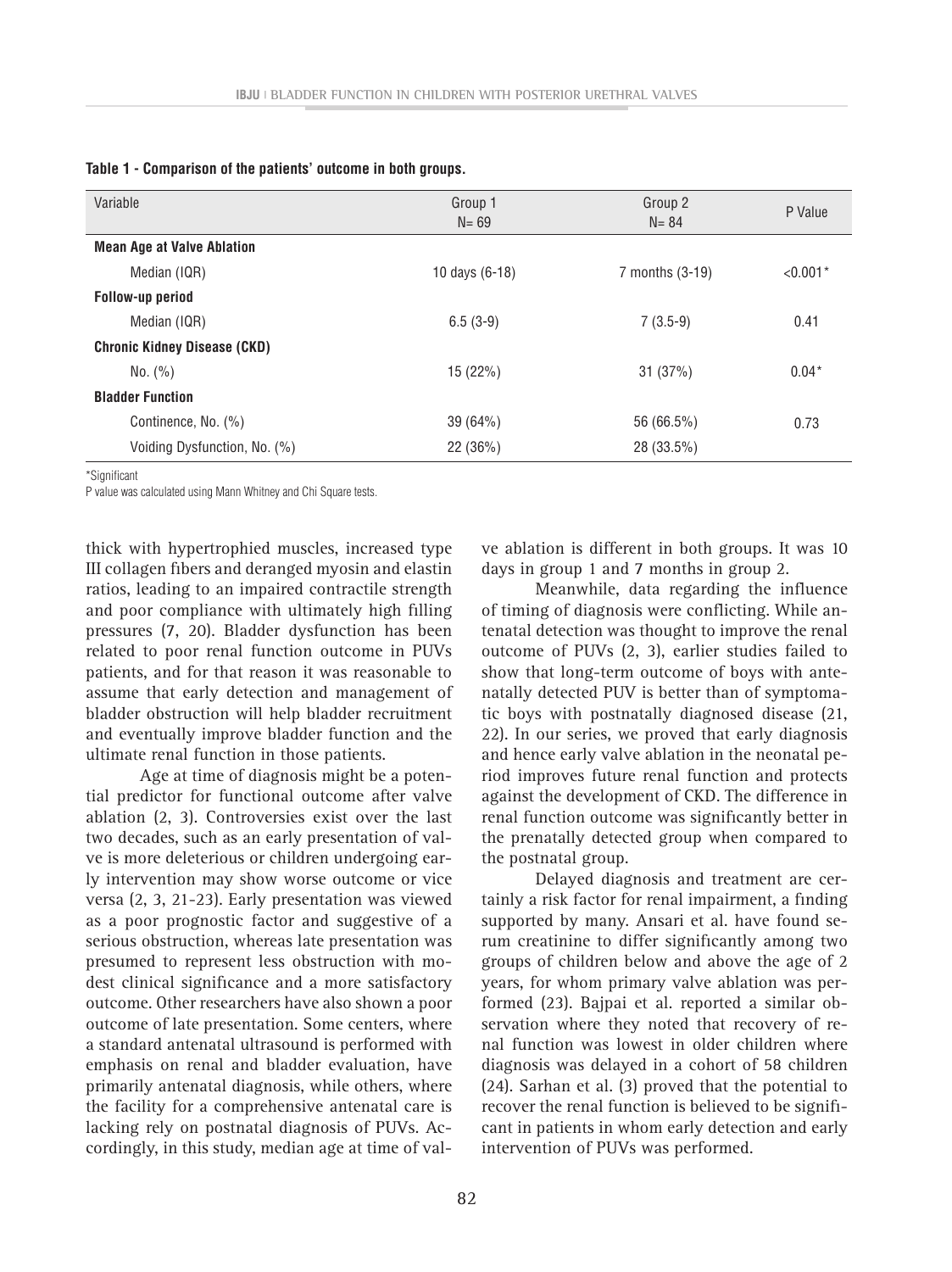**Table 1 - Comparison of the patients' outcome in both groups.**

| Variable | Group 1 N= 69 | Group 2 N= 84 | P Value |
|---|---|---|---|
| **Mean Age at Valve Ablation** | | | |
| Median (IQR) | 10 days (6-18) | 7 months (3-19) | <0.001* |
| **Follow-up period** | | | |
| Median (IQR) | 6.5 (3-9) | 7 (3.5-9) | 0.41 |
| **Chronic Kidney Disease (CKD)** | | | |
| No. (%) | 15 (22%) | 31 (37%) | 0.04* |
| **Bladder Function** | | | |
| Continence, No. (%) | 39 (64%) | 56 (66.5%) | 0.73 |
| Voiding Dysfunction, No. (%) | 22 (36%) | 28 (33.5%) | |

*Significant

P value was calculated using Mann Whitney and Chi Square tests.

thick with hypertrophied muscles, increased type III collagen fibers and deranged myosin and elastin ratios, leading to an impaired contractile strength and poor compliance with ultimately high filling pressures (7, 20). Bladder dysfunction has been related to poor renal function outcome in PUVs patients, and for that reason it was reasonable to assume that early detection and management of bladder obstruction will help bladder recruitment and eventually improve bladder function and the ultimate renal function in those patients.

Age at time of diagnosis might be a potential predictor for functional outcome after valve ablation (2, 3). Controversies exist over the last two decades, such as an early presentation of valve is more deleterious or children undergoing early intervention may show worse outcome or vice versa (2, 3, 21-23). Early presentation was viewed as a poor prognostic factor and suggestive of a serious obstruction, whereas late presentation was presumed to represent less obstruction with modest clinical significance and a more satisfactory outcome. Other researchers have also shown a poor outcome of late presentation. Some centers, where a standard antenatal ultrasound is performed with emphasis on renal and bladder evaluation, have primarily antenatal diagnosis, while others, where the facility for a comprehensive antenatal care is lacking rely on postnatal diagnosis of PUVs. Accordingly, in this study, median age at time of valve ablation is different in both groups. It was 10 days in group 1 and 7 months in group 2.

Meanwhile, data regarding the influence of timing of diagnosis were conflicting. While antenatal detection was thought to improve the renal outcome of PUVs (2, 3), earlier studies failed to show that long-term outcome of boys with antenatally detected PUV is better than of symptomatic boys with postnatally diagnosed disease (21, 22). In our series, we proved that early diagnosis and hence early valve ablation in the neonatal period improves future renal function and protects against the development of CKD. The difference in renal function outcome was significantly better in the prenatally detected group when compared to the postnatal group.

Delayed diagnosis and treatment are certainly a risk factor for renal impairment, a finding supported by many. Ansari et al. have found serum creatinine to differ significantly among two groups of children below and above the age of 2 years, for whom primary valve ablation was performed (23). Bajpai et al. reported a similar observation where they noted that recovery of renal function was lowest in older children where diagnosis was delayed in a cohort of 58 children (24). Sarhan et al. (3) proved that the potential to recover the renal function is believed to be significant in patients in whom early detection and early intervention of PUVs was performed.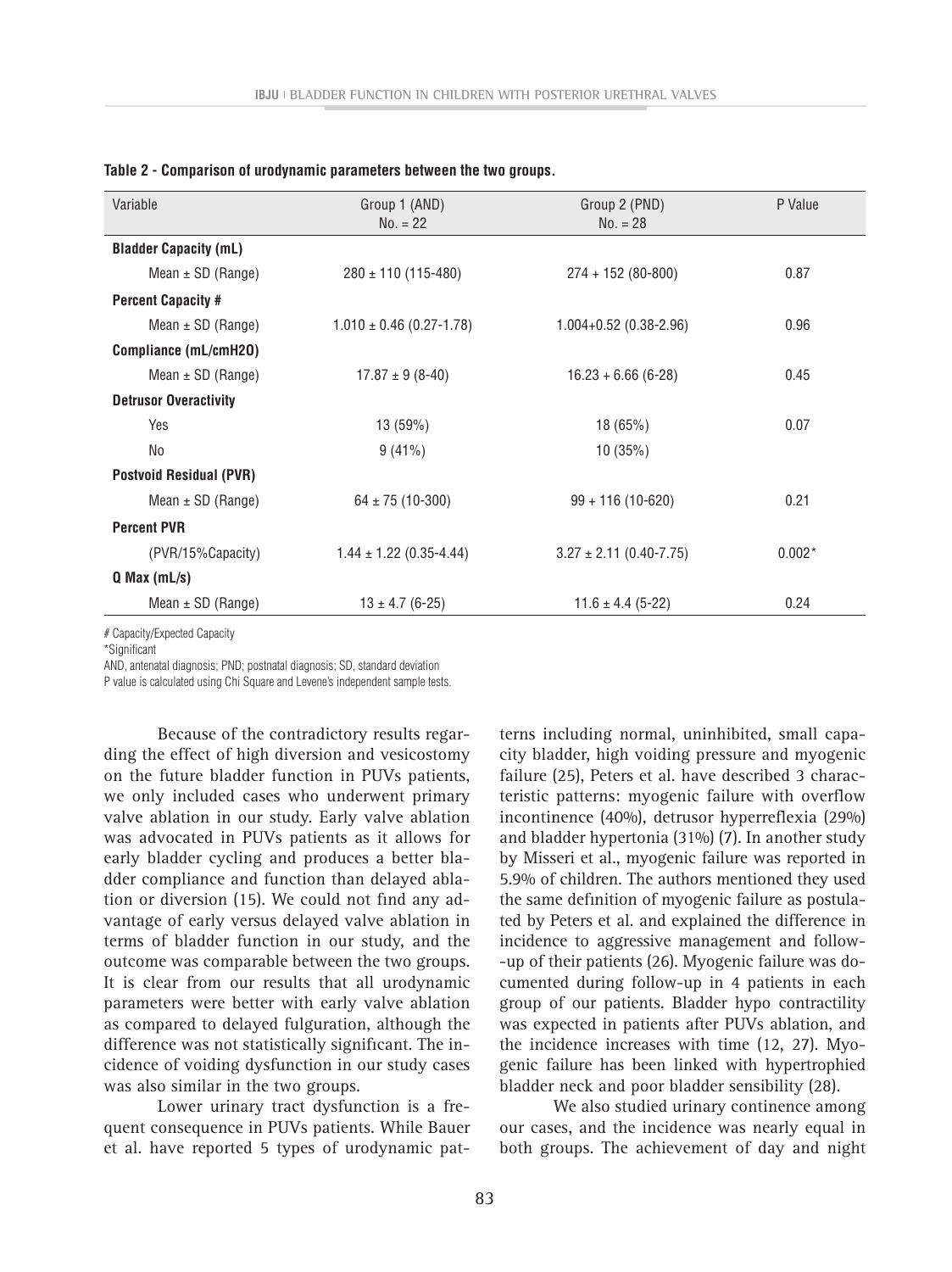**Table 2 - Comparison of urodynamic parameters between the two groups.**

| Variable | Group 1 (AND) No. = 22 | Group 2 (PND) No. = 28 | P Value |
|---|---|---|---|
| **Bladder Capacity (mL)** | | | |
| Mean ± SD (Range) | 280 ± 110 (115-480) | 274 + 152 (80-800) | 0.87 |
| **Percent Capacity #** | | | |
| Mean ± SD (Range) | 1.010 ± 0.46 (0.27-1.78) | 1.004+0.52 (0.38-2.96) | 0.96 |
| **Compliance (mL/cmH2O)** | | | |
| Mean ± SD (Range) | 17.87 ± 9 (8-40) | 16.23 + 6.66 (6-28) | 0.45 |
| **Detrusor Overactivity** | | | |
| Yes | 13 (59%) | 18 (65%) | 0.07 |
| No | 9 (41%) | 10 (35%) | |
| **Postvoid Residual (PVR)** | | | |
| Mean ± SD (Range) | 64 ± 75 (10-300) | 99 + 116 (10-620) | 0.21 |
| **Percent PVR** | | | |
| (PVR/15%Capacity) | 1.44 ± 1.22 (0.35-4.44) | 3.27 ± 2.11 (0.40-7.75) | 0.002* |
| **Q Max (mL/s)** | | | |
| Mean ± SD (Range) | 13 ± 4.7 (6-25) | 11.6 ± 4.4 (5-22) | 0.24 |

\# Capacity/Expected Capacity

*Significant

AND, antenatal diagnosis; PND; postnatal diagnosis; SD, standard deviation

P value is calculated using Chi Square and Levene's independent sample tests.

Because of the contradictory results regarding the effect of high diversion and vesicostomy on the future bladder function in PUVs patients, we only included cases who underwent primary valve ablation in our study. Early valve ablation was advocated in PUVs patients as it allows for early bladder cycling and produces a better bladder compliance and function than delayed ablation or diversion (15). We could not find any advantage of early versus delayed valve ablation in terms of bladder function in our study, and the outcome was comparable between the two groups. It is clear from our results that all urodynamic parameters were better with early valve ablation as compared to delayed fulguration, although the difference was not statistically significant. The incidence of voiding dysfunction in our study cases was also similar in the two groups.

Lower urinary tract dysfunction is a frequent consequence in PUVs patients. While Bauer et al. have reported 5 types of urodynamic patterns including normal, uninhibited, small capacity bladder, high voiding pressure and myogenic failure (25), Peters et al. have described 3 characteristic patterns: myogenic failure with overflow incontinence (40%), detrusor hyperreflexia (29%) and bladder hypertonia (31%) (7). In another study by Misseri et al., myogenic failure was reported in 5.9% of children. The authors mentioned they used the same definition of myogenic failure as postulated by Peters et al. and explained the difference in incidence to aggressive management and follow-up of their patients (26). Myogenic failure was documented during follow-up in 4 patients in each group of our patients. Bladder hypo contractility was expected in patients after PUVs ablation, and the incidence increases with time (12, 27). Myogenic failure has been linked with hypertrophied bladder neck and poor bladder sensibility (28).

We also studied urinary continence among our cases, and the incidence was nearly equal in both groups. The achievement of day and night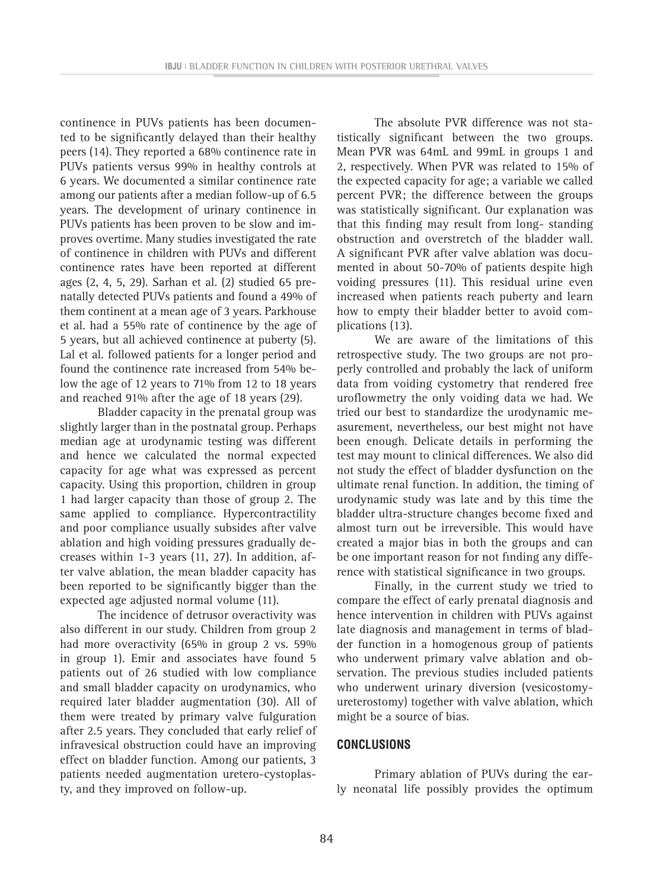continence in PUVs patients has been documented to be significantly delayed than their healthy peers (14). They reported a 68% continence rate in PUVs patients versus 99% in healthy controls at 6 years. We documented a similar continence rate among our patients after a median follow-up of 6.5 years. The development of urinary continence in PUVs patients has been proven to be slow and improves overtime. Many studies investigated the rate of continence in children with PUVs and different continence rates have been reported at different ages (2, 4, 5, 29). Sarhan et al. (2) studied 65 prenatally detected PUVs patients and found a 49% of them continent at a mean age of 3 years. Parkhouse et al. had a 55% rate of continence by the age of 5 years, but all achieved continence at puberty (5). Lal et al. followed patients for a longer period and found the continence rate increased from 54% below the age of 12 years to 71% from 12 to 18 years and reached 91% after the age of 18 years (29).

Bladder capacity in the prenatal group was slightly larger than in the postnatal group. Perhaps median age at urodynamic testing was different and hence we calculated the normal expected capacity for age what was expressed as percent capacity. Using this proportion, children in group 1 had larger capacity than those of group 2. The same applied to compliance. Hypercontractility and poor compliance usually subsides after valve ablation and high voiding pressures gradually decreases within 1-3 years (11, 27). In addition, after valve ablation, the mean bladder capacity has been reported to be significantly bigger than the expected age adjusted normal volume (11).

The incidence of detrusor overactivity was also different in our study. Children from group 2 had more overactivity (65% in group 2 vs. 59% in group 1). Emir and associates have found 5 patients out of 26 studied with low compliance and small bladder capacity on urodynamics, who required later bladder augmentation (30). All of them were treated by primary valve fulguration after 2.5 years. They concluded that early relief of infravesical obstruction could have an improving effect on bladder function. Among our patients, 3 patients needed augmentation uretero-cystoplasty, and they improved on follow-up.

The absolute PVR difference was not statistically significant between the two groups. Mean PVR was 64mL and 99mL in groups 1 and 2, respectively. When PVR was related to 15% of the expected capacity for age; a variable we called percent PVR; the difference between the groups was statistically significant. Our explanation was that this finding may result from long- standing obstruction and overstretch of the bladder wall. A significant PVR after valve ablation was documented in about 50-70% of patients despite high voiding pressures (11). This residual urine even increased when patients reach puberty and learn how to empty their bladder better to avoid complications (13).

We are aware of the limitations of this retrospective study. The two groups are not properly controlled and probably the lack of uniform data from voiding cystometry that rendered free uroflowmetry the only voiding data we had. We tried our best to standardize the urodynamic measurement, nevertheless, our best might not have been enough. Delicate details in performing the test may mount to clinical differences. We also did not study the effect of bladder dysfunction on the ultimate renal function. In addition, the timing of urodynamic study was late and by this time the bladder ultra-structure changes become fixed and almost turn out be irreversible. This would have created a major bias in both the groups and can be one important reason for not finding any difference with statistical significance in two groups.

Finally, in the current study we tried to compare the effect of early prenatal diagnosis and hence intervention in children with PUVs against late diagnosis and management in terms of bladder function in a homogenous group of patients who underwent primary valve ablation and observation. The previous studies included patients who underwent urinary diversion (vesicostomy-ureterostomy) together with valve ablation, which might be a source of bias.

## CONCLUSIONS

Primary ablation of PUVs during the early neonatal life possibly provides the optimum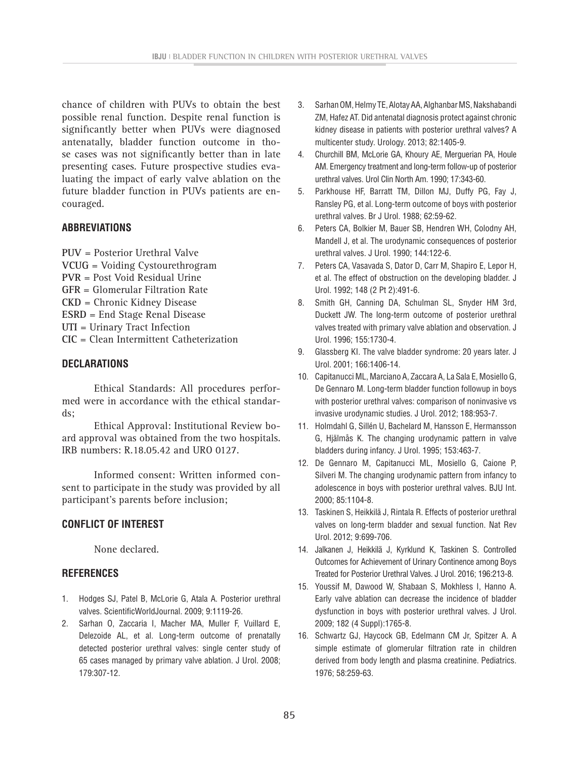chance of children with PUVs to obtain the best possible renal function. Despite renal function is significantly better when PUVs were diagnosed antenatally, bladder function outcome in those cases was not significantly better than in late presenting cases. Future prospective studies evaluating the impact of early valve ablation on the future bladder function in PUVs patients are encouraged.

## ABBREVIATIONS

**PUV** = Posterior Urethral Valve
**VCUG** = Voiding Cystourethrogram
**PVR** = Post Void Residual Urine
**GFR** = Glomerular Filtration Rate
**CKD** = Chronic Kidney Disease
**ESRD** = End Stage Renal Disease
**UTI** = Urinary Tract Infection
**CIC** = Clean Intermittent Catheterization

## DECLARATIONS

Ethical Standards: All procedures performed were in accordance with the ethical standards;

Ethical Approval: Institutional Review board approval was obtained from the two hospitals. IRB numbers: R.18.05.42 and URO 0127.

Informed consent: Written informed consent to participate in the study was provided by all participant's parents before inclusion;

## CONFLICT OF INTEREST

None declared.

## REFERENCES

1. Hodges SJ, Patel B, McLorie G, Atala A. Posterior urethral valves. ScientificWorldJournal. 2009; 9:1119-26.
2. Sarhan O, Zaccaria I, Macher MA, Muller F, Vuillard E, Delezoide AL, et al. Long-term outcome of prenatally detected posterior urethral valves: single center study of 65 cases managed by primary valve ablation. J Urol. 2008; 179:307-12.
3. Sarhan OM, Helmy TE, Alotay AA, Alghanbar MS, Nakshabandi ZM, Hafez AT. Did antenatal diagnosis protect against chronic kidney disease in patients with posterior urethral valves? A multicenter study. Urology. 2013; 82:1405-9.
4. Churchill BM, McLorie GA, Khoury AE, Merguerian PA, Houle AM. Emergency treatment and long-term follow-up of posterior urethral valves. Urol Clin North Am. 1990; 17:343-60.
5. Parkhouse HF, Barratt TM, Dillon MJ, Duffy PG, Fay J, Ransley PG, et al. Long-term outcome of boys with posterior urethral valves. Br J Urol. 1988; 62:59-62.
6. Peters CA, Bolkier M, Bauer SB, Hendren WH, Colodny AH, Mandell J, et al. The urodynamic consequences of posterior urethral valves. J Urol. 1990; 144:122-6.
7. Peters CA, Vasavada S, Dator D, Carr M, Shapiro E, Lepor H, et al. The effect of obstruction on the developing bladder. J Urol. 1992; 148 (2 Pt 2):491-6.
8. Smith GH, Canning DA, Schulman SL, Snyder HM 3rd, Duckett JW. The long-term outcome of posterior urethral valves treated with primary valve ablation and observation. J Urol. 1996; 155:1730-4.
9. Glassberg KI. The valve bladder syndrome: 20 years later. J Urol. 2001; 166:1406-14.
10. Capitanucci ML, Marciano A, Zaccara A, La Sala E, Mosiello G, De Gennaro M. Long-term bladder function followup in boys with posterior urethral valves: comparison of noninvasive vs invasive urodynamic studies. J Urol. 2012; 188:953-7.
11. Holmdahl G, Sillén U, Bachelard M, Hansson E, Hermansson G, Hjälmås K. The changing urodynamic pattern in valve bladders during infancy. J Urol. 1995; 153:463-7.
12. De Gennaro M, Capitanucci ML, Mosiello G, Caione P, Silveri M. The changing urodynamic pattern from infancy to adolescence in boys with posterior urethral valves. BJU Int. 2000; 85:1104-8.
13. Taskinen S, Heikkilä J, Rintala R. Effects of posterior urethral valves on long-term bladder and sexual function. Nat Rev Urol. 2012; 9:699-706.
14. Jalkanen J, Heikkilä J, Kyrklund K, Taskinen S. Controlled Outcomes for Achievement of Urinary Continence among Boys Treated for Posterior Urethral Valves. J Urol. 2016; 196:213-8.
15. Youssif M, Dawood W, Shabaan S, Mokhless I, Hanno A. Early valve ablation can decrease the incidence of bladder dysfunction in boys with posterior urethral valves. J Urol. 2009; 182 (4 Suppl):1765-8.
16. Schwartz GJ, Haycock GB, Edelmann CM Jr, Spitzer A. A simple estimate of glomerular filtration rate in children derived from body length and plasma creatinine. Pediatrics. 1976; 58:259-63.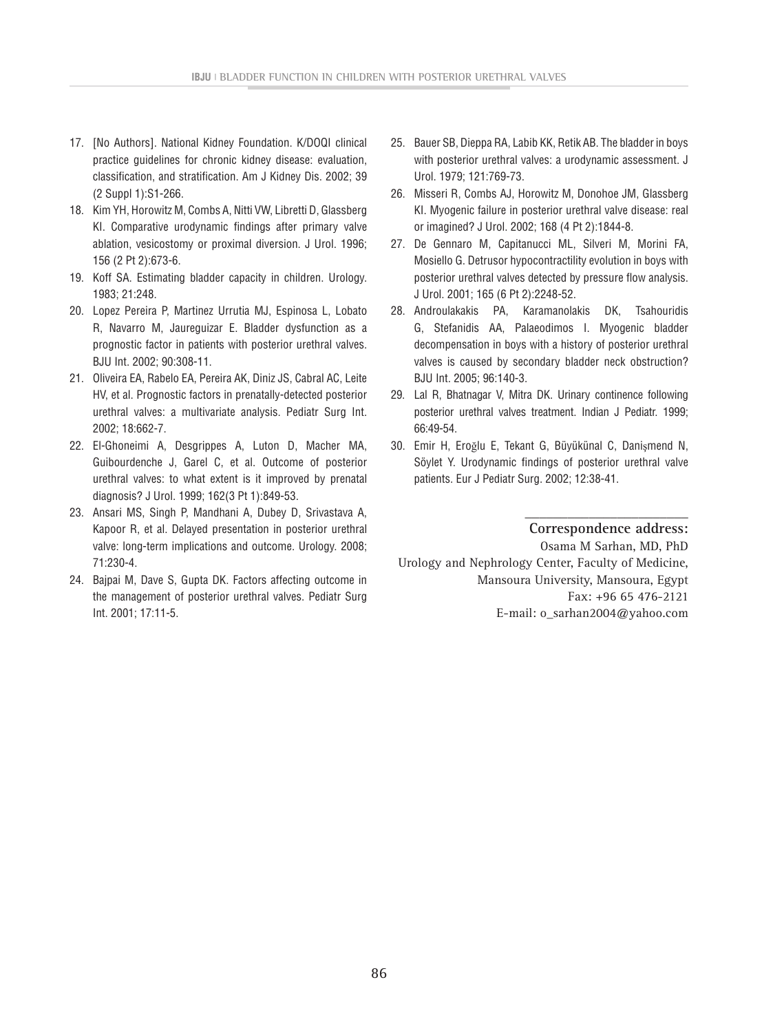17. [No Authors]. National Kidney Foundation. K/DOQI clinical practice guidelines for chronic kidney disease: evaluation, classification, and stratification. Am J Kidney Dis. 2002; 39 (2 Suppl 1):S1-266.
18. Kim YH, Horowitz M, Combs A, Nitti VW, Libretti D, Glassberg KI. Comparative urodynamic findings after primary valve ablation, vesicostomy or proximal diversion. J Urol. 1996; 156 (2 Pt 2):673-6.
19. Koff SA. Estimating bladder capacity in children. Urology. 1983; 21:248.
20. Lopez Pereira P, Martinez Urrutia MJ, Espinosa L, Lobato R, Navarro M, Jaureguizar E. Bladder dysfunction as a prognostic factor in patients with posterior urethral valves. BJU Int. 2002; 90:308-11.
21. Oliveira EA, Rabelo EA, Pereira AK, Diniz JS, Cabral AC, Leite HV, et al. Prognostic factors in prenatally-detected posterior urethral valves: a multivariate analysis. Pediatr Surg Int. 2002; 18:662-7.
22. El-Ghoneimi A, Desgrippes A, Luton D, Macher MA, Guibourdenche J, Garel C, et al. Outcome of posterior urethral valves: to what extent is it improved by prenatal diagnosis? J Urol. 1999; 162(3 Pt 1):849-53.
23. Ansari MS, Singh P, Mandhani A, Dubey D, Srivastava A, Kapoor R, et al. Delayed presentation in posterior urethral valve: long-term implications and outcome. Urology. 2008; 71:230-4.
24. Bajpai M, Dave S, Gupta DK. Factors affecting outcome in the management of posterior urethral valves. Pediatr Surg Int. 2001; 17:11-5.
25. Bauer SB, Dieppa RA, Labib KK, Retik AB. The bladder in boys with posterior urethral valves: a urodynamic assessment. J Urol. 1979; 121:769-73.
26. Misseri R, Combs AJ, Horowitz M, Donohoe JM, Glassberg KI. Myogenic failure in posterior urethral valve disease: real or imagined? J Urol. 2002; 168 (4 Pt 2):1844-8.
27. De Gennaro M, Capitanucci ML, Silveri M, Morini FA, Mosiello G. Detrusor hypocontractility evolution in boys with posterior urethral valves detected by pressure flow analysis. J Urol. 2001; 165 (6 Pt 2):2248-52.
28. Androulakakis PA, Karamanolakis DK, Tsahouridis G, Stefanidis AA, Palaeodimos I. Myogenic bladder decompensation in boys with a history of posterior urethral valves is caused by secondary bladder neck obstruction? BJU Int. 2005; 96:140-3.
29. Lal R, Bhatnagar V, Mitra DK. Urinary continence following posterior urethral valves treatment. Indian J Pediatr. 1999; 66:49-54.
30. Emir H, Eroğlu E, Tekant G, Büyükünal C, Danişmend N, Söylet Y. Urodynamic findings of posterior urethral valve patients. Eur J Pediatr Surg. 2002; 12:38-41.

---

**Correspondence address:**

Osama M Sarhan, MD, PhD
Urology and Nephrology Center, Faculty of Medicine,
Mansoura University, Mansoura, Egypt
Fax: +96 65 476-2121
E-mail: o_sarhan2004@yahoo.com